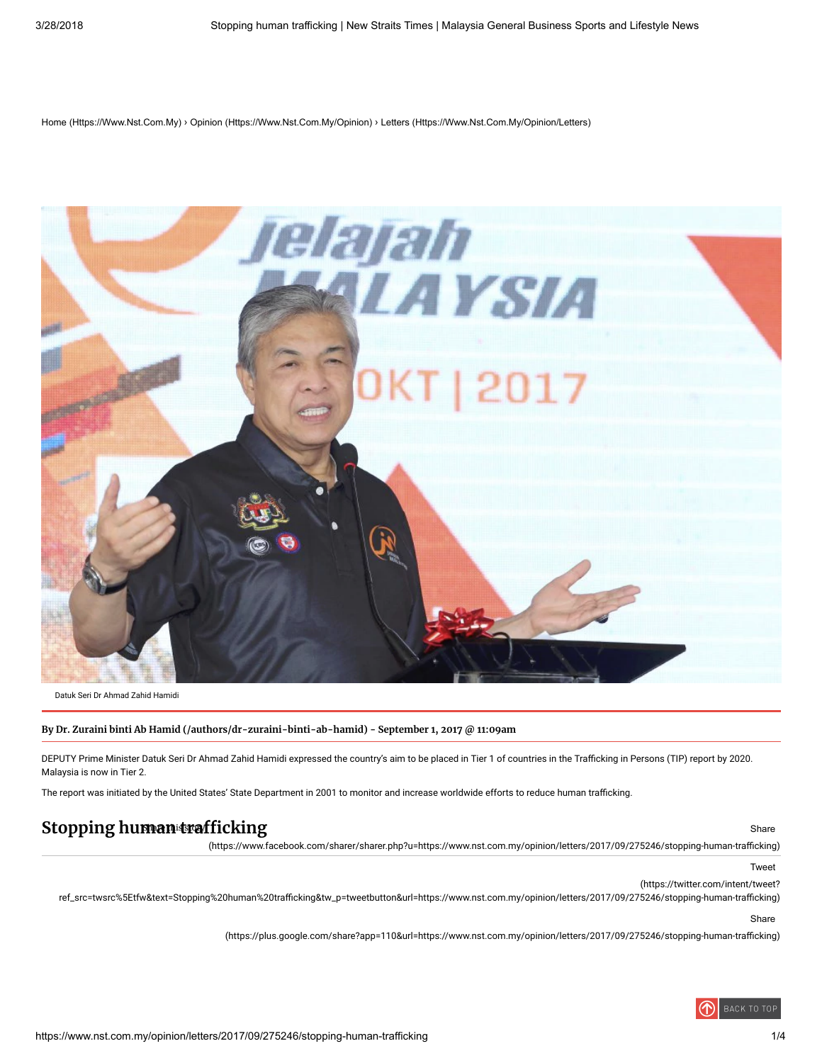Home (Https://Www.Nst.Com.My) › Opinion (Https://Www.Nst.Com.My/Opinion) › Letters (Https://Www.Nst.Com.My/Opinion/Letters)

Datuk Seri Dr Ahmad Zahid Hamidi

**By Dr. Zuraini binti Ab Hamid (/authors/dr-zuraini-binti-ab-hamid) - September 1, 2017 @ 11:09am**

DEPUTY Prime Minister Datuk Seri Dr Ahmad Zahid Hamidi expressed the country's aim to be placed in Tier 1 of countries in the Trafficking in Persons (TIP) report by 2020. Malaysia is now in Tier 2.

The report was initiated by the United States' State Department in 2001 to monitor and increase worldwide efforts to reduce human trafficking.

# Stopping human trafficking

Share (https://www.facebook.com/sharer/sharer.php?u=https://www.nst.com.my/opinion/letters/2017/09/275246/stopping-human-trafficking)

Tweet (https://twitter.com/intent/tweet?ref_src=twsrc%5Etfw&text=Stopping%20human%20trafficking&tw_p=tweetbutton&url=https://www.nst.com.my/opinion/letters/2017/09/275246/stopping-human-trafficking)

Share (https://plus.google.com/share?app=110&url=https://www.nst.com.my/opinion/letters/2017/09/275246/stopping-human-trafficking)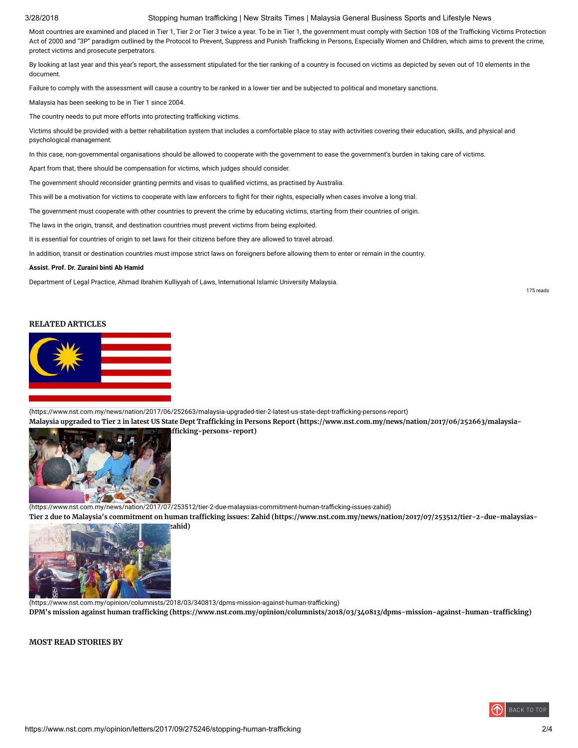Most countries are examined and placed in Tier 1, Tier 2 or Tier 3 twice a year. To be in Tier 1, the government must comply with Section 108 of the Trafficking Victims Protection Act of 2000 and "3P" paradigm outlined by the Protocol to Prevent, Suppress and Punish Trafficking in Persons, Especially Women and Children, which aims to prevent the crime, protect victims and prosecute perpetrators.

By looking at last year and this year's report, the assessment stipulated for the tier ranking of a country is focused on victims as depicted by seven out of 10 elements in the document.

Failure to comply with the assessment will cause a country to be ranked in a lower tier and be subjected to political and monetary sanctions.

Malaysia has been seeking to be in Tier 1 since 2004.

The country needs to put more efforts into protecting trafficking victims.

Victims should be provided with a better rehabilitation system that includes a comfortable place to stay with activities covering their education, skills, and physical and psychological management.

In this case, non-governmental organisations should be allowed to cooperate with the government to ease the government's burden in taking care of victims.

Apart from that, there should be compensation for victims, which judges should consider.

The government should reconsider granting permits and visas to qualified victims, as practised by Australia.

This will be a motivation for victims to cooperate with law enforcers to fight for their rights, especially when cases involve a long trial.

The government must cooperate with other countries to prevent the crime by educating victims, starting from their countries of origin.

The laws in the origin, transit, and destination countries must prevent victims from being exploited.

It is essential for countries of origin to set laws for their citizens before they are allowed to travel abroad.

In addition, transit or destination countries must impose strict laws on foreigners before allowing them to enter or remain in the country.

**Assist. Prof. Dr. Zuraini binti Ab Hamid**

Department of Legal Practice, Ahmad Ibrahim Kulliyyah of Laws, International Islamic University Malaysia.

175 reads

### RELATED ARTICLES

(https://www.nst.com.my/news/nation/2017/06/252663/malaysia-upgraded-tier-2-latest-us-state-dept-trafficking-persons-report)
**Malaysia upgraded to Tier 2 in latest US State Dept Trafficking in Persons Report (https://www.nst.com.my/news/nation/2017/06/252663/malaysia-upgraded-tier-2-latest-us-state-dept-trafficking-persons-report)**

(https://www.nst.com.my/news/nation/2017/07/253512/tier-2-due-malaysias-commitment-human-trafficking-issues-zahid)
**Tier 2 due to Malaysia's commitment on human trafficking issues: Zahid (https://www.nst.com.my/news/nation/2017/07/253512/tier-2-due-malaysias-commitment-human-trafficking-issues-zahid)**

(https://www.nst.com.my/opinion/columnists/2018/03/340813/dpms-mission-against-human-trafficking)
**DPM's mission against human trafficking (https://www.nst.com.my/opinion/columnists/2018/03/340813/dpms-mission-against-human-trafficking)**

### MOST READ STORIES BY